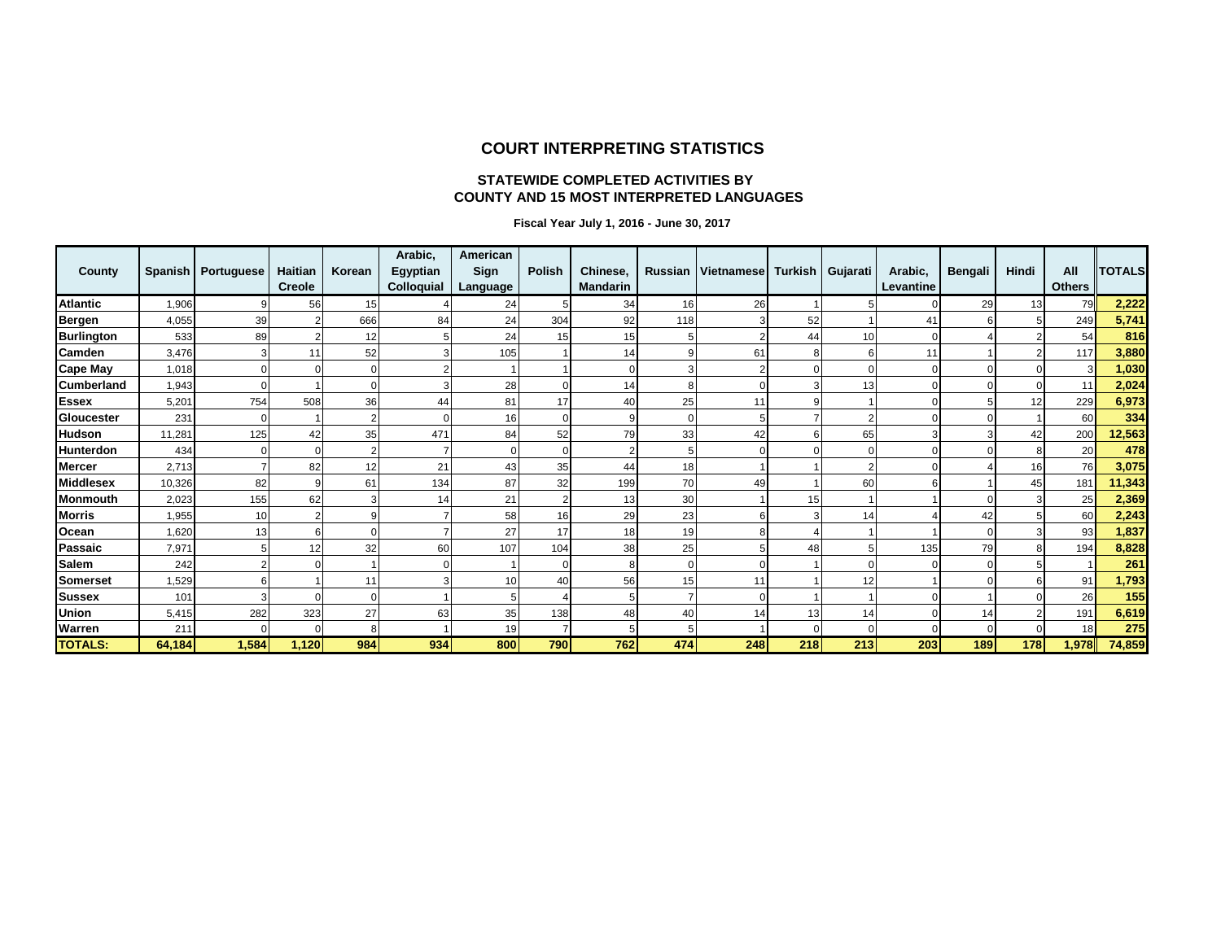# COURT INTERPRETING STATISTICS

## STATEWIDE COMPLETED ACTIVITIES BY COUNTY AND 15 MOST INTERPRETED LANGUAGES

**Fiscal Year July 1, 2016 - June 30, 2017**

| County | Spanish | Portuguese | Haitian Creole | Korean | Arabic, Egyptian Colloquial | American Sign Language | Polish | Chinese, Mandarin | Russian | Vietnamese | Turkish | Gujarati | Arabic, Levantine | Bengali | Hindi | All Others | TOTALS |
|---|---|---|---|---|---|---|---|---|---|---|---|---|---|---|---|---|---|
| **Atlantic** | 1,906 | 9 | 56 | 15 | 4 | 24 | 5 | 34 | 16 | 26 | 1 | 5 | 0 | 29 | 13 | 79 | **2,222** |
| **Bergen** | 4,055 | 39 | 2 | 666 | 84 | 24 | 304 | 92 | 118 | 3 | 52 | 1 | 41 | 6 | 5 | 249 | **5,741** |
| **Burlington** | 533 | 89 | 2 | 12 | 5 | 24 | 15 | 15 | 5 | 2 | 44 | 10 | 0 | 4 | 2 | 54 | **816** |
| **Camden** | 3,476 | 3 | 11 | 52 | 3 | 105 | 1 | 14 | 9 | 61 | 8 | 6 | 11 | 1 | 2 | 117 | **3,880** |
| **Cape May** | 1,018 | 0 | 0 | 0 | 2 | 1 | 1 | 0 | 3 | 2 | 0 | 0 | 0 | 0 | 0 | 3 | **1,030** |
| **Cumberland** | 1,943 | 0 | 1 | 0 | 3 | 28 | 0 | 14 | 8 | 0 | 3 | 13 | 0 | 0 | 0 | 11 | **2,024** |
| **Essex** | 5,201 | 754 | 508 | 36 | 44 | 81 | 17 | 40 | 25 | 11 | 9 | 1 | 0 | 5 | 12 | 229 | **6,973** |
| **Gloucester** | 231 | 0 | 1 | 2 | 0 | 16 | 0 | 9 | 0 | 5 | 7 | 2 | 0 | 0 | 1 | 60 | **334** |
| **Hudson** | 11,281 | 125 | 42 | 35 | 471 | 84 | 52 | 79 | 33 | 42 | 6 | 65 | 3 | 3 | 42 | 200 | **12,563** |
| **Hunterdon** | 434 | 0 | 0 | 2 | 7 | 0 | 0 | 2 | 5 | 0 | 0 | 0 | 0 | 0 | 8 | 20 | **478** |
| **Mercer** | 2,713 | 7 | 82 | 12 | 21 | 43 | 35 | 44 | 18 | 1 | 1 | 2 | 0 | 4 | 16 | 76 | **3,075** |
| **Middlesex** | 10,326 | 82 | 9 | 61 | 134 | 87 | 32 | 199 | 70 | 49 | 1 | 60 | 6 | 1 | 45 | 181 | **11,343** |
| **Monmouth** | 2,023 | 155 | 62 | 3 | 14 | 21 | 2 | 13 | 30 | 1 | 15 | 1 | 1 | 0 | 3 | 25 | **2,369** |
| **Morris** | 1,955 | 10 | 2 | 9 | 7 | 58 | 16 | 29 | 23 | 6 | 3 | 14 | 4 | 42 | 5 | 60 | **2,243** |
| **Ocean** | 1,620 | 13 | 6 | 0 | 7 | 27 | 17 | 18 | 19 | 8 | 4 | 1 | 1 | 0 | 3 | 93 | **1,837** |
| **Passaic** | 7,971 | 5 | 12 | 32 | 60 | 107 | 104 | 38 | 25 | 5 | 48 | 5 | 135 | 79 | 8 | 194 | **8,828** |
| **Salem** | 242 | 2 | 0 | 1 | 0 | 1 | 0 | 8 | 0 | 0 | 1 | 0 | 0 | 0 | 5 | 1 | **261** |
| **Somerset** | 1,529 | 6 | 1 | 11 | 3 | 10 | 40 | 56 | 15 | 11 | 1 | 12 | 1 | 0 | 6 | 91 | **1,793** |
| **Sussex** | 101 | 3 | 0 | 0 | 1 | 5 | 4 | 5 | 7 | 0 | 1 | 1 | 0 | 1 | 0 | 26 | **155** |
| **Union** | 5,415 | 282 | 323 | 27 | 63 | 35 | 138 | 48 | 40 | 14 | 13 | 14 | 0 | 14 | 2 | 191 | **6,619** |
| **Warren** | 211 | 0 | 0 | 8 | 1 | 19 | 7 | 5 | 5 | 1 | 0 | 0 | 0 | 0 | 0 | 18 | **275** |
| **TOTALS:** | **64,184** | **1,584** | **1,120** | **984** | **934** | **800** | **790** | **762** | **474** | **248** | **218** | **213** | **203** | **189** | **178** | **1,978** | **74,859** |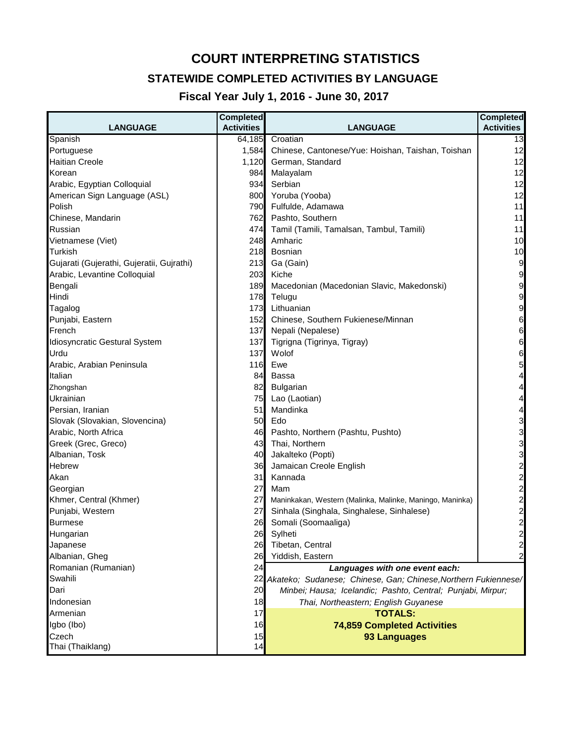# COURT INTERPRETING STATISTICS

## STATEWIDE COMPLETED ACTIVITIES BY LANGUAGE

### Fiscal Year July 1, 2016 - June 30, 2017

| LANGUAGE | Completed Activities | LANGUAGE | Completed Activities |
|---|---|---|---|
| Spanish | 64,185 | Croatian | 13 |
| Portuguese | 1,584 | Chinese, Cantonese/Yue: Hoishan, Taishan, Toishan | 12 |
| Haitian Creole | 1,120 | German, Standard | 12 |
| Korean | 984 | Malayalam | 12 |
| Arabic, Egyptian Colloquial | 934 | Serbian | 12 |
| American Sign Language (ASL) | 800 | Yoruba (Yooba) | 12 |
| Polish | 790 | Fulfulde, Adamawa | 11 |
| Chinese, Mandarin | 762 | Pashto, Southern | 11 |
| Russian | 474 | Tamil (Tamili, Tamalsan, Tambul, Tamili) | 11 |
| Vietnamese (Viet) | 248 | Amharic | 10 |
| Turkish | 218 | Bosnian | 10 |
| Gujarati (Gujerathi, Gujeratii, Gujrathi) | 213 | Ga (Gain) | 9 |
| Arabic, Levantine Colloquial | 203 | Kiche | 9 |
| Bengali | 189 | Macedonian (Macedonian Slavic, Makedonski) | 9 |
| Hindi | 178 | Telugu | 9 |
| Tagalog | 173 | Lithuanian | 9 |
| Punjabi, Eastern | 152 | Chinese, Southern Fukienese/Minnan | 6 |
| French | 137 | Nepali (Nepalese) | 6 |
| Idiosyncratic Gestural System | 137 | Tigrigna (Tigrinya, Tigray) | 6 |
| Urdu | 137 | Wolof | 6 |
| Arabic, Arabian Peninsula | 116 | Ewe | 5 |
| Italian | 84 | Bassa | 4 |
| Zhongshan | 82 | Bulgarian | 4 |
| Ukrainian | 75 | Lao (Laotian) | 4 |
| Persian, Iranian | 51 | Mandinka | 4 |
| Slovak (Slovakian, Slovencina) | 50 | Edo | 3 |
| Arabic, North Africa | 46 | Pashto, Northern (Pashtu, Pushto) | 3 |
| Greek (Grec, Greco) | 43 | Thai, Northern | 3 |
| Albanian, Tosk | 40 | Jakalteko (Popti) | 3 |
| Hebrew | 36 | Jamaican Creole English | 2 |
| Akan | 31 | Kannada | 2 |
| Georgian | 27 | Mam | 2 |
| Khmer, Central (Khmer) | 27 | Maninkakan, Western (Malinka, Malinke, Maningo, Maninka) | 2 |
| Punjabi, Western | 27 | Sinhala (Singhala, Singhalese, Sinhalese) | 2 |
| Burmese | 26 | Somali (Soomaaliga) | 2 |
| Hungarian | 26 | Sylheti | 2 |
| Japanese | 26 | Tibetan, Central | 2 |
| Albanian, Gheg | 26 | Yiddish, Eastern | 2 |
| Romanian (Rumanian) | 24 | ***Languages with one event each:*** | |
| Swahili | 22 | *Akateko; Sudanese; Chinese, Gan; Chinese,Northern Fukiennese/* | |
| Dari | 20 | *Minbei; Hausa; Icelandic; Pashto, Central; Punjabi, Mirpur;* | |
| Indonesian | 18 | *Thai, Northeastern; English Guyanese* | |
| Armenian | 17 | **TOTALS:** | |
| Igbo (Ibo) | 16 | **74,859 Completed Activities** | |
| Czech | 15 | **93 Languages** | |
| Thai (Thaiklang) | 14 | | |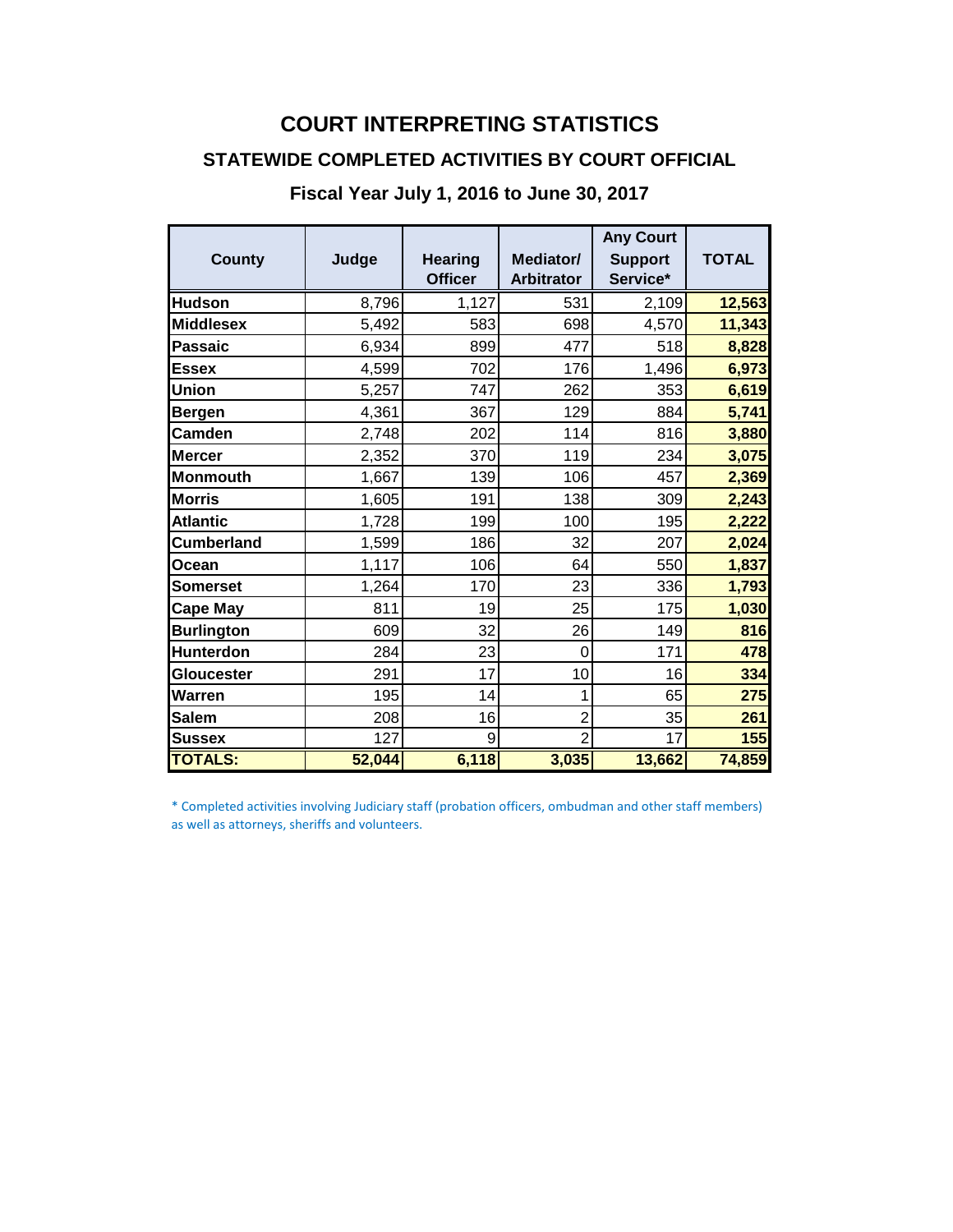# COURT INTERPRETING STATISTICS

## STATEWIDE COMPLETED ACTIVITIES BY COURT OFFICIAL

### Fiscal Year July 1, 2016 to June 30, 2017

| County | Judge | Hearing Officer | Mediator/ Arbitrator | Any Court Support Service* | TOTAL |
|---|---|---|---|---|---|
| **Hudson** | 8,796 | 1,127 | 531 | 2,109 | **12,563** |
| **Middlesex** | 5,492 | 583 | 698 | 4,570 | **11,343** |
| **Passaic** | 6,934 | 899 | 477 | 518 | **8,828** |
| **Essex** | 4,599 | 702 | 176 | 1,496 | **6,973** |
| **Union** | 5,257 | 747 | 262 | 353 | **6,619** |
| **Bergen** | 4,361 | 367 | 129 | 884 | **5,741** |
| **Camden** | 2,748 | 202 | 114 | 816 | **3,880** |
| **Mercer** | 2,352 | 370 | 119 | 234 | **3,075** |
| **Monmouth** | 1,667 | 139 | 106 | 457 | **2,369** |
| **Morris** | 1,605 | 191 | 138 | 309 | **2,243** |
| **Atlantic** | 1,728 | 199 | 100 | 195 | **2,222** |
| **Cumberland** | 1,599 | 186 | 32 | 207 | **2,024** |
| **Ocean** | 1,117 | 106 | 64 | 550 | **1,837** |
| **Somerset** | 1,264 | 170 | 23 | 336 | **1,793** |
| **Cape May** | 811 | 19 | 25 | 175 | **1,030** |
| **Burlington** | 609 | 32 | 26 | 149 | **816** |
| **Hunterdon** | 284 | 23 | 0 | 171 | **478** |
| **Gloucester** | 291 | 17 | 10 | 16 | **334** |
| **Warren** | 195 | 14 | 1 | 65 | **275** |
| **Salem** | 208 | 16 | 2 | 35 | **261** |
| **Sussex** | 127 | 9 | 2 | 17 | **155** |
| **TOTALS:** | **52,044** | **6,118** | **3,035** | **13,662** | **74,859** |

* Completed activities involving Judiciary staff (probation officers, ombudman and other staff members) as well as attorneys, sheriffs and volunteers.